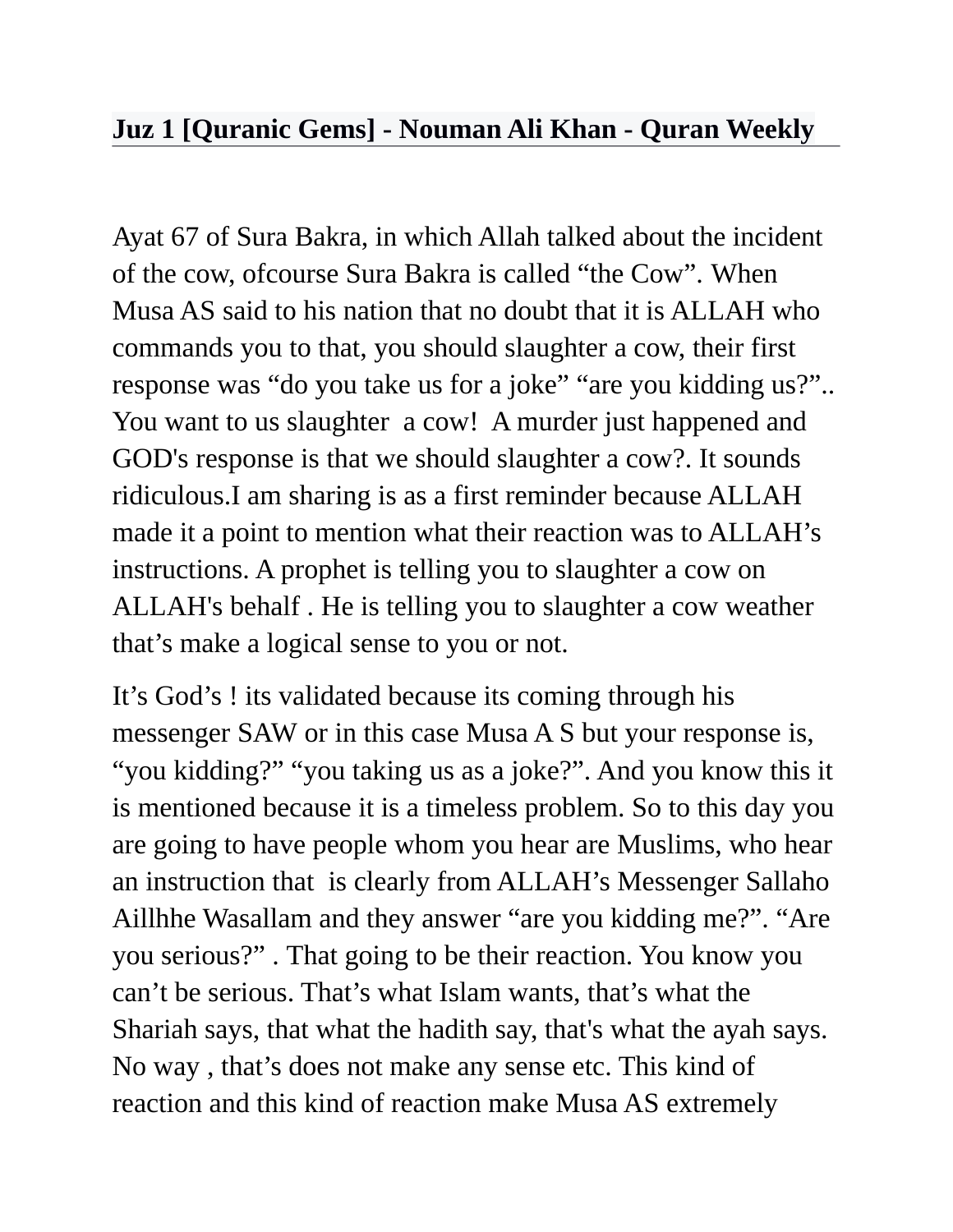# Juz 1 [Quranic Gems] - Nouman Ali Khan - Quran Weekly

Ayat 67 of Sura Bakra, in which Allah talked about the incident of the cow, ofcourse Sura Bakra is called “the Cow”. When Musa AS said to his nation that no doubt that it is ALLAH who commands you to that, you should slaughter a cow, their first response was “do you take us for a joke” “are you kidding us?”.. You want to us slaughter  a cow!  A murder just happened and GOD's response is that we should slaughter a cow?. It sounds ridiculous.I am sharing is as a first reminder because ALLAH made it a point to mention what their reaction was to ALLAH’s instructions. A prophet is telling you to slaughter a cow on ALLAH's behalf . He is telling you to slaughter a cow weather that’s make a logical sense to you or not.

It’s God’s ! its validated because its coming through his messenger SAW or in this case Musa A S but your response is, “you kidding?” “you taking us as a joke?”. And you know this it is mentioned because it is a timeless problem. So to this day you are going to have people whom you hear are Muslims, who hear an instruction that  is clearly from ALLAH’s Messenger Sallaho Aillhhe Wasallam and they answer “are you kidding me?”. “Are you serious?” . That going to be their reaction. You know you can’t be serious. That’s what Islam wants, that’s what the Shariah says, that what the hadith say, that's what the ayah says. No way , that’s does not make any sense etc. This kind of reaction and this kind of reaction make Musa AS extremely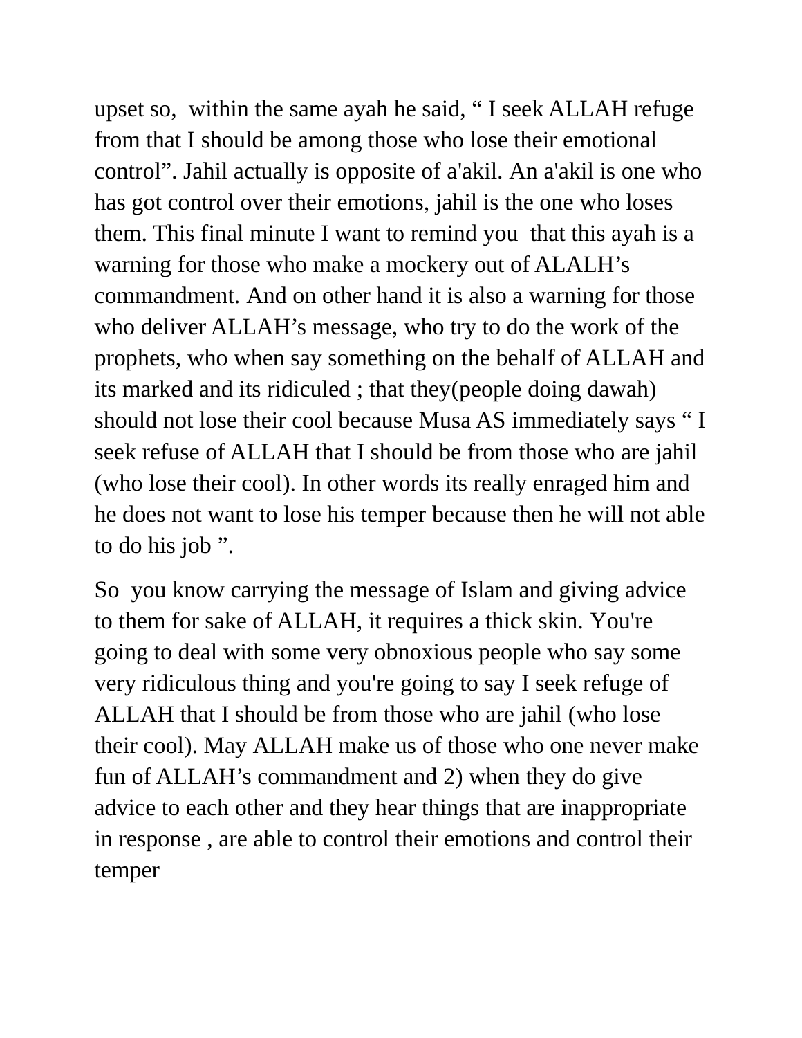upset so,  within the same ayah he said, " I seek ALLAH refuge from that I should be among those who lose their emotional control". Jahil actually is opposite of a'akil. An a'akil is one who has got control over their emotions, jahil is the one who loses them. This final minute I want to remind you  that this ayah is a warning for those who make a mockery out of ALALH's commandment. And on other hand it is also a warning for those who deliver ALLAH's message, who try to do the work of the prophets, who when say something on the behalf of ALLAH and its marked and its ridiculed ; that they(people doing dawah) should not lose their cool because Musa AS immediately says " I seek refuse of ALLAH that I should be from those who are jahil (who lose their cool). In other words its really enraged him and he does not want to lose his temper because then he will not able to do his job ".

So  you know carrying the message of Islam and giving advice to them for sake of ALLAH, it requires a thick skin. You're going to deal with some very obnoxious people who say some very ridiculous thing and you're going to say I seek refuge of ALLAH that I should be from those who are jahil (who lose their cool). May ALLAH make us of those who one never make fun of ALLAH's commandment and 2) when they do give advice to each other and they hear things that are inappropriate in response , are able to control their emotions and control their temper